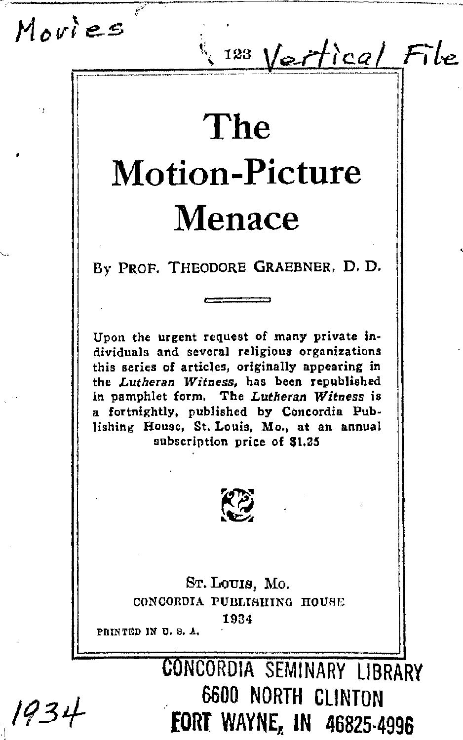Movies

123 Vertical File

# The Motion-Picture Menace

By PROF. THEODORE GRAEBNER, D. D.

Upon the urgent request of many private individuals and several religious organizations this series of articles, originally appearing in the *Lutheran Witness,* has been republished in pamphlet form. The *Lutheran Witness* is a fortnightly, published by Concordia Publishing House, St. Louis, Mo., at an annual subscription price of $1.25

ST. LOUIS, MO.
CONCORDIA PUBLISHING HOUSE
1934

PRINTED IN U. S. A.

CONCORDIA SEMINARY LIBRARY
6600 NORTH CLINTON
FORT WAYNE, IN 46825-4996

1934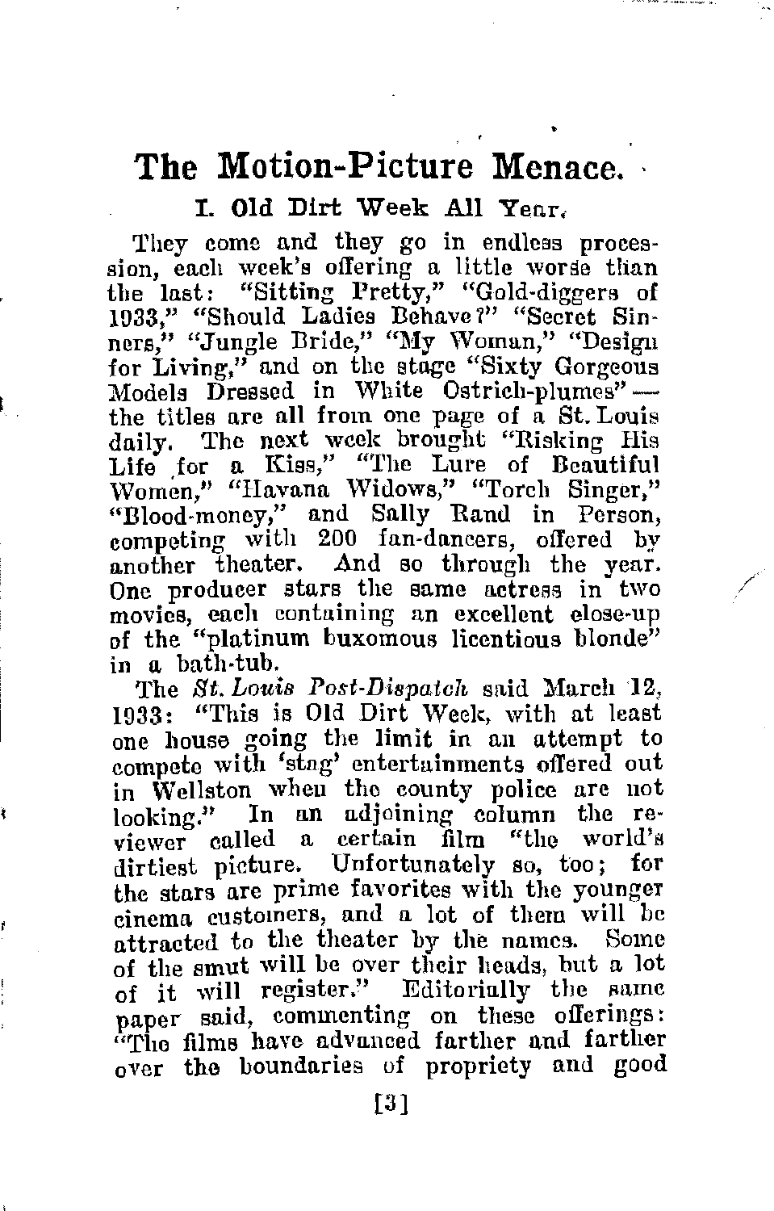# The Motion-Picture Menace.

## I. Old Dirt Week All Year.

They come and they go in endless procession, each week's offering a little worse than the last: "Sitting Pretty," "Gold-diggers of 1933," "Should Ladies Behave?" "Secret Sinners," "Jungle Bride," "My Woman," "Design for Living," and on the stage "Sixty Gorgeous Models Dressed in White Ostrich-plumes"—the titles are all from one page of a St. Louis daily. The next week brought "Risking His Life for a Kiss," "The Lure of Beautiful Women," "Havana Widows," "Torch Singer," "Blood-money," and Sally Rand in Person, competing with 200 fan-dancers, offered by another theater. And so through the year. One producer stars the same actress in two movies, each containing an excellent close-up of the "platinum buxomous licentious blonde" in a bath-tub.

The *St. Louis Post-Dispatch* said March 12, 1933: "This is Old Dirt Week, with at least one house going the limit in an attempt to compete with 'stag' entertainments offered out in Wellston when the county police are not looking." In an adjoining column the reviewer called a certain film "the world's dirtiest picture. Unfortunately so, too; for the stars are prime favorites with the younger cinema customers, and a lot of them will be attracted to the theater by the names. Some of the smut will be over their heads, but a lot of it will register." Editorially the same paper said, commenting on these offerings: "The films have advanced farther and farther over the boundaries of propriety and good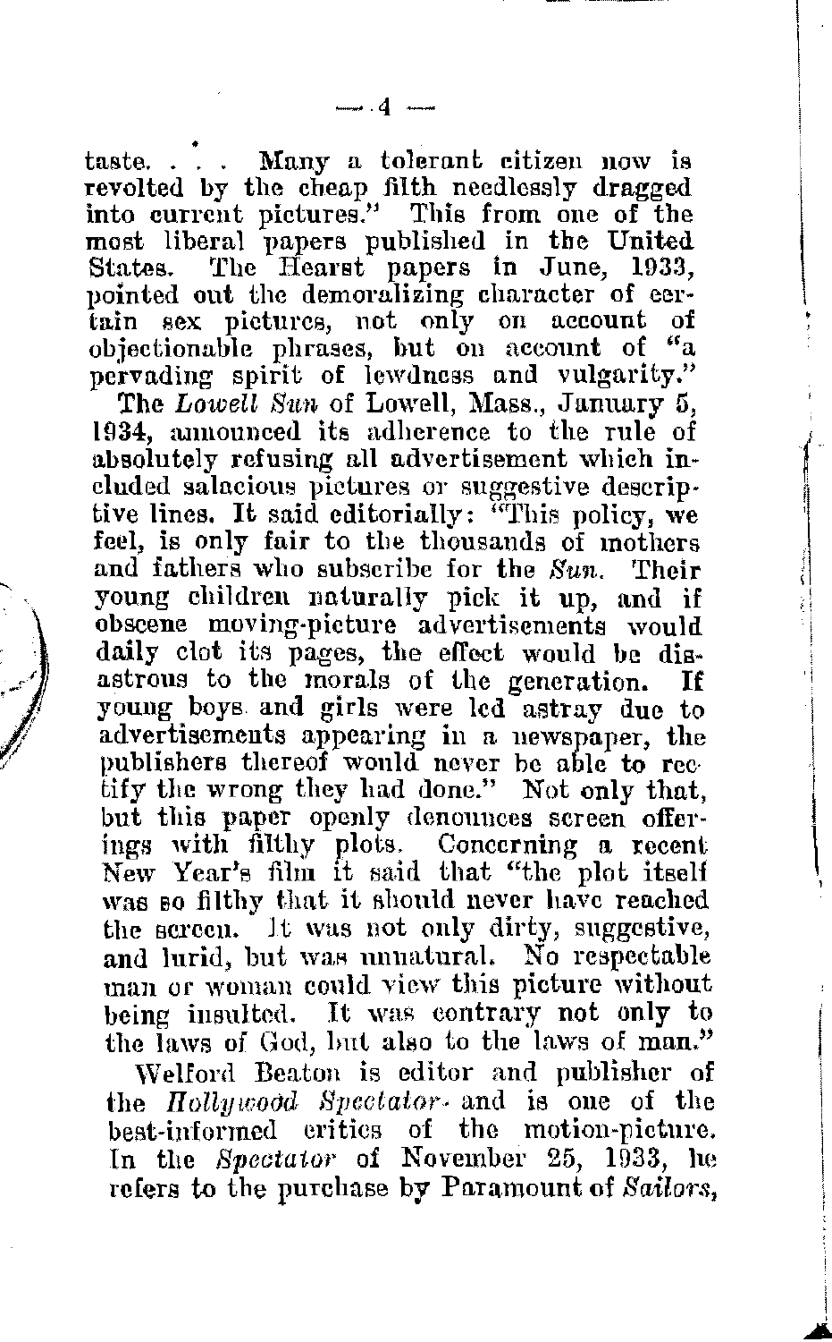taste. . . . Many a tolerant citizen now is revolted by the cheap filth needlessly dragged into current pictures." This from one of the most liberal papers published in the United States. The Hearst papers in June, 1933, pointed out the demoralizing character of certain sex pictures, not only on account of objectionable phrases, but on account of "a pervading spirit of lewdness and vulgarity."

The *Lowell Sun* of Lowell, Mass., January 5, 1934, announced its adherence to the rule of absolutely refusing all advertisement which included salacious pictures or suggestive descriptive lines. It said editorially: "This policy, we feel, is only fair to the thousands of mothers and fathers who subscribe for the *Sun*. Their young children naturally pick it up, and if obscene moving-picture advertisements would daily clot its pages, the effect would be disastrous to the morals of the generation. If young boys and girls were led astray due to advertisements appearing in a newspaper, the publishers thereof would never be able to rectify the wrong they had done." Not only that, but this paper openly denounces screen offerings with filthy plots. Concerning a recent New Year's film it said that "the plot itself was so filthy that it should never have reached the screen. It was not only dirty, suggestive, and lurid, but was unnatural. No respectable man or woman could view this picture without being insulted. It was contrary not only to the laws of God, but also to the laws of man."

Welford Beaton is editor and publisher of the *Hollywood Spectator* and is one of the best-informed critics of the motion-picture. In the *Spectator* of November 25, 1933, he refers to the purchase by Paramount of *Sailors,*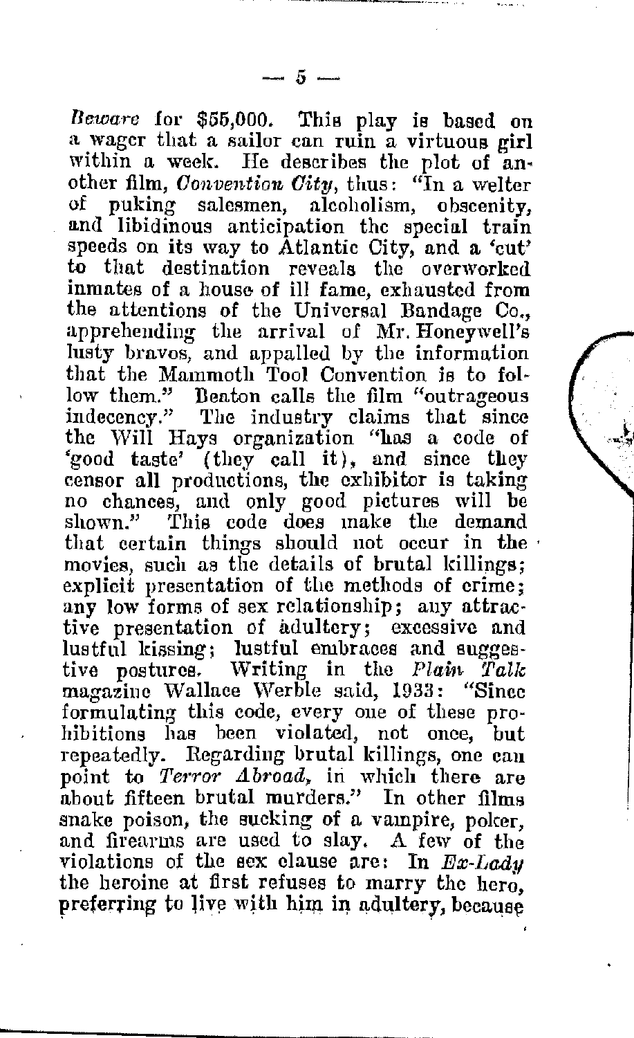*Beware* for $55,000. This play is based on a wager that a sailor can ruin a virtuous girl within a week. He describes the plot of another film, *Convention City*, thus: "In a welter of puking salesmen, alcoholism, obscenity, and libidinous anticipation the special train speeds on its way to Atlantic City, and a 'cut' to that destination reveals the overworked inmates of a house of ill fame, exhausted from the attentions of the Universal Bandage Co., apprehending the arrival of Mr. Honeywell's lusty bravos, and appalled by the information that the Mammoth Tool Convention is to follow them." Beaton calls the film "outrageous indecency." The industry claims that since the Will Hays organization "has a code of 'good taste' (they call it), and since they censor all productions, the exhibitor is taking no chances, and only good pictures will be shown." This code does make the demand that certain things should not occur in the movies, such as the details of brutal killings; explicit presentation of the methods of crime; any low forms of sex relationship; any attractive presentation of adultery; excessive and lustful kissing; lustful embraces and suggestive postures. Writing in the *Plain Talk* magazine Wallace Werble said, 1933: "Since formulating this code, every one of these prohibitions has been violated, not once, but repeatedly. Regarding brutal killings, one can point to *Terror Abroad*, in which there are about fifteen brutal murders." In other films snake poison, the sucking of a vampire, poker, and firearms are used to slay. A few of the violations of the sex clause are: In *Ex-Lady* the heroine at first refuses to marry the hero, preferring to live with him in adultery, because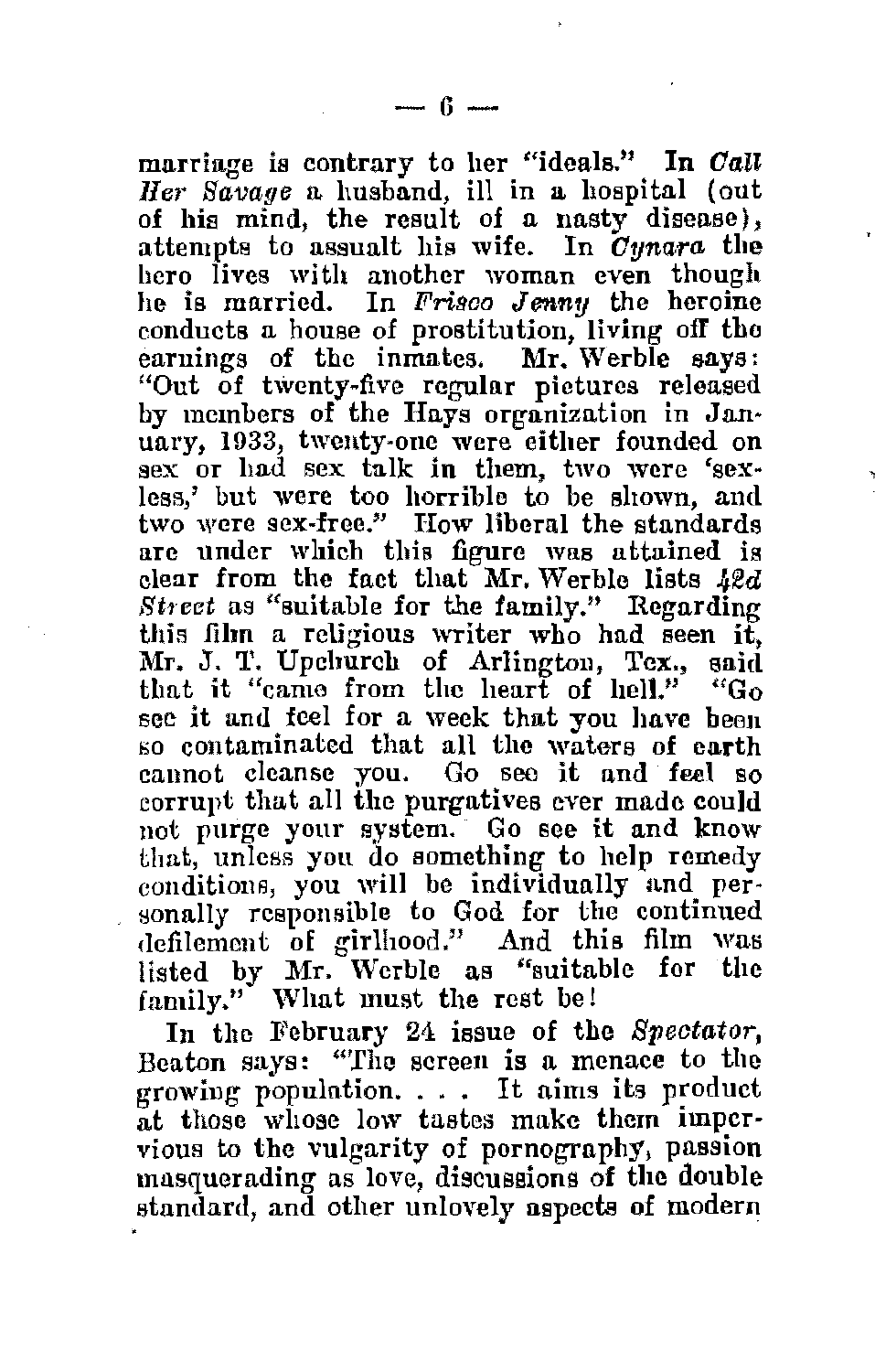marriage is contrary to her "ideals." In *Call Her Savage* a husband, ill in a hospital (out of his mind, the result of a nasty disease), attempts to assualt his wife. In *Cynara* the hero lives with another woman even though he is married. In *Frisco Jenny* the heroine conducts a house of prostitution, living off the earnings of the inmates. Mr. Werble says: "Out of twenty-five regular pictures released by members of the Hays organization in January, 1933, twenty-one were either founded on sex or had sex talk in them, two were 'sexless,' but were too horrible to be shown, and two were sex-free." How liberal the standards are under which this figure was attained is clear from the fact that Mr. Werble lists *42d Street* as "suitable for the family." Regarding this film a religious writer who had seen it, Mr. J. T. Upchurch of Arlington, Tex., said that it "came from the heart of hell." "Go see it and feel for a week that you have been so contaminated that all the waters of earth cannot cleanse you. Go see it and feel so corrupt that all the purgatives ever made could not purge your system. Go see it and know that, unless you do something to help remedy conditions, you will be individually and personally responsible to God for the continued defilement of girlhood." And this film was listed by Mr. Werble as "suitable for the family." What must the rest be!

In the February 24 issue of the *Spectator*, Beaton says: "The screen is a menace to the growing population. . . . It aims its product at those whose low tastes make them impervious to the vulgarity of pornography, passion masquerading as love, discussions of the double standard, and other unlovely aspects of modern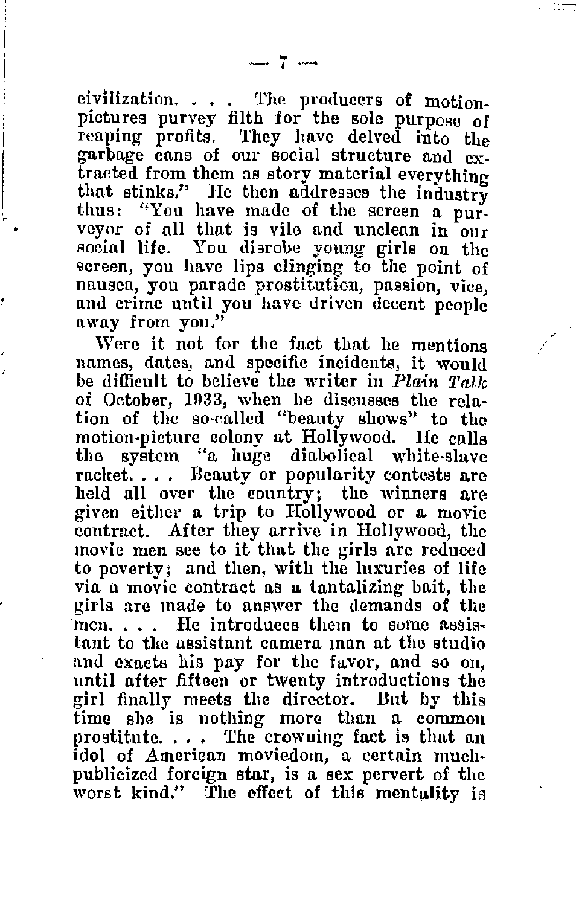civilization. . . . The producers of motion-pictures purvey filth for the sole purpose of reaping profits. They have delved into the garbage cans of our social structure and extracted from them as story material everything that stinks." He then addresses the industry thus: "You have made of the screen a purveyor of all that is vile and unclean in our social life. You disrobe young girls on the screen, you have lips clinging to the point of nausea, you parade prostitution, passion, vice, and crime until you have driven decent people away from you."

Were it not for the fact that he mentions names, dates, and specific incidents, it would be difficult to believe the writer in *Plain Talk* of October, 1933, when he discusses the relation of the so-called "beauty shows" to the motion-picture colony at Hollywood. He calls the system "a huge diabolical white-slave racket. . . . Beauty or popularity contests are held all over the country; the winners are given either a trip to Hollywood or a movie contract. After they arrive in Hollywood, the movie men see to it that the girls are reduced to poverty; and then, with the luxuries of life via a movie contract as a tantalizing bait, the girls are made to answer the demands of the men. . . . He introduces them to some assistant to the assistant camera man at the studio and exacts his pay for the favor, and so on, until after fifteen or twenty introductions the girl finally meets the director. But by this time she is nothing more than a common prostitute. . . . The crowning fact is that an idol of American moviedom, a certain much-publicized foreign star, is a sex pervert of the worst kind." The effect of this mentality is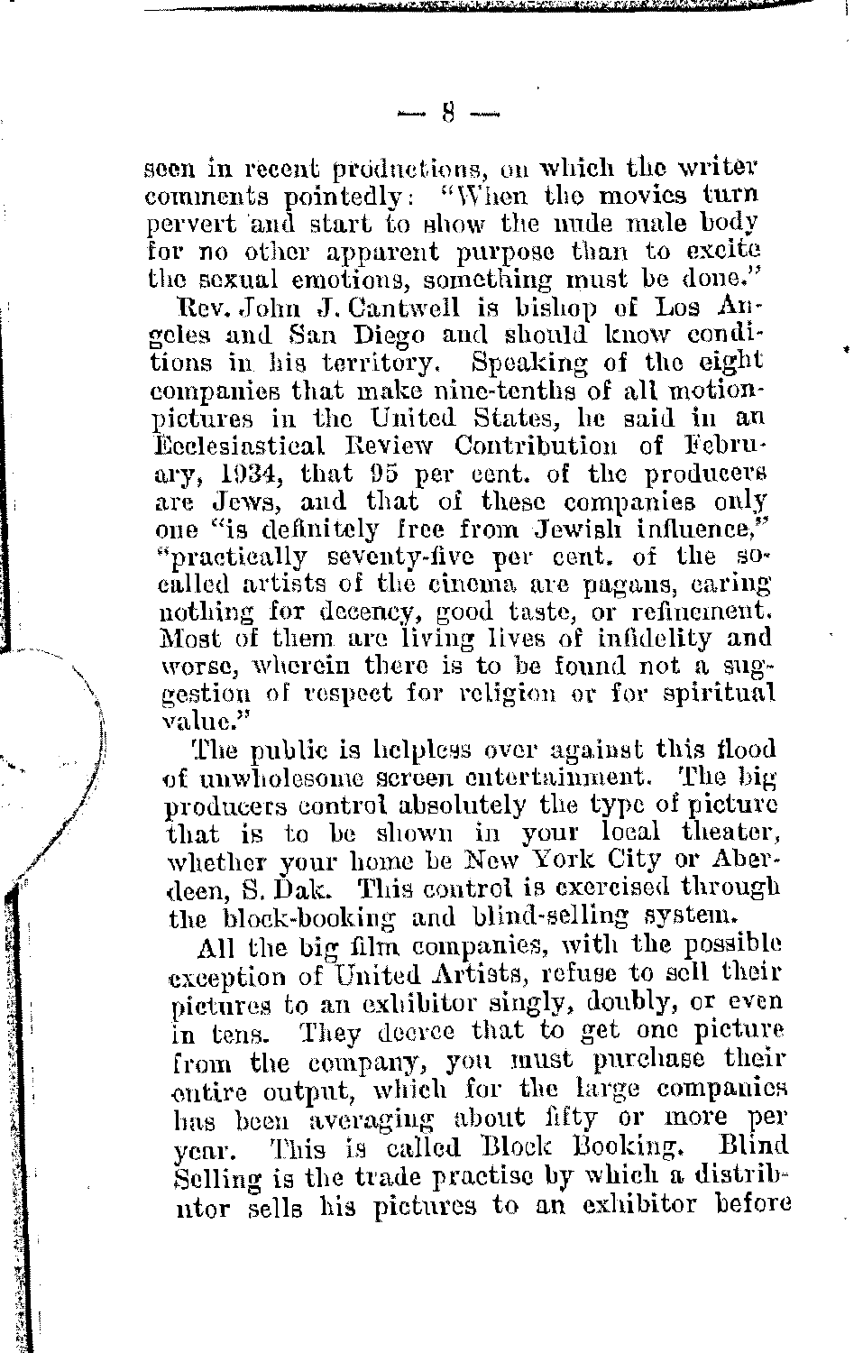seen in recent productions, on which the writer comments pointedly: "When the movies turn pervert and start to show the nude male body for no other apparent purpose than to excite the sexual emotions, something must be done."

Rev. John J. Cantwell is bishop of Los Angeles and San Diego and should know conditions in his territory. Speaking of the eight companies that make nine-tenths of all motion-pictures in the United States, he said in an Ecclesiastical Review Contribution of February, 1934, that 95 per cent. of the producers are Jews, and that of these companies only one "is definitely free from Jewish influence," "practically seventy-five per cent. of the so-called artists of the cinema are pagans, caring nothing for decency, good taste, or refinement. Most of them are living lives of infidelity and worse, wherein there is to be found not a suggestion of respect for religion or for spiritual value."

The public is helpless over against this flood of unwholesome screen entertainment. The big producers control absolutely the type of picture that is to be shown in your local theater, whether your home be New York City or Aberdeen, S. Dak. This control is exercised through the block-booking and blind-selling system.

All the big film companies, with the possible exception of United Artists, refuse to sell their pictures to an exhibitor singly, doubly, or even in tens. They decree that to get one picture from the company, you must purchase their entire output, which for the large companies has been averaging about fifty or more per year. This is called Block Booking. Blind Selling is the trade practise by which a distributor sells his pictures to an exhibitor before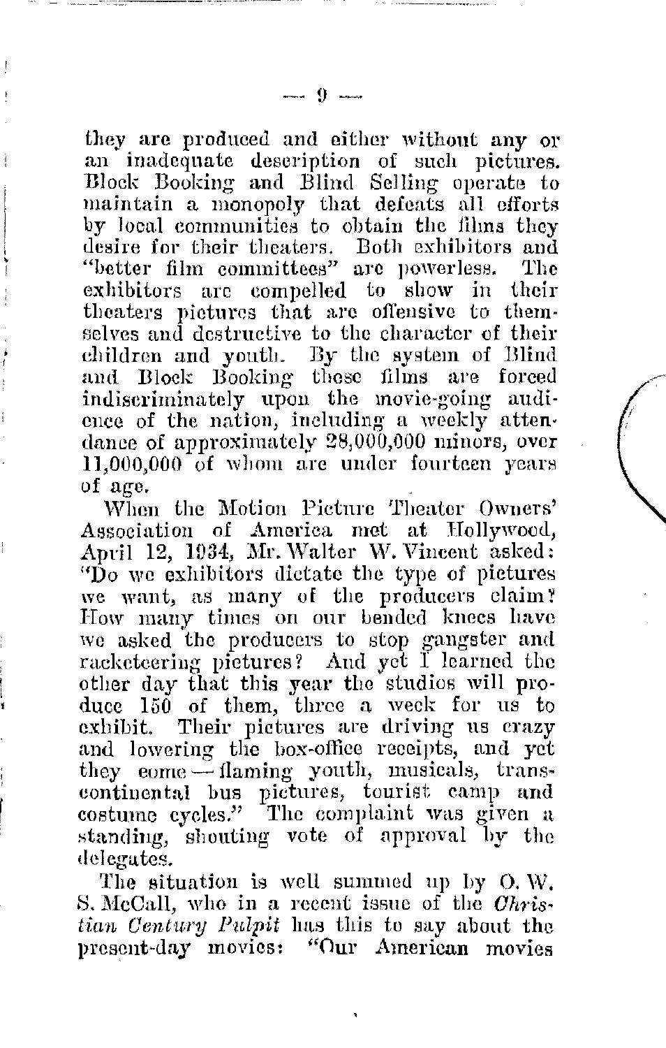they are produced and either without any or an inadequate description of such pictures. Block Booking and Blind Selling operate to maintain a monopoly that defeats all efforts by local communities to obtain the films they desire for their theaters. Both exhibitors and "better film committees" are powerless. The exhibitors are compelled to show in their theaters pictures that are offensive to themselves and destructive to the character of their children and youth. By the system of Blind and Block Booking these films are forced indiscriminately upon the movie-going audience of the nation, including a weekly attendance of approximately 28,000,000 minors, over 11,000,000 of whom are under fourteen years of age.

When the Motion Picture Theater Owners' Association of America met at Hollywood, April 12, 1934, Mr. Walter W. Vincent asked: "Do we exhibitors dictate the type of pictures we want, as many of the producers claim? How many times on our bended knees have we asked the producers to stop gangster and racketeering pictures? And yet I learned the other day that this year the studios will produce 150 of them, three a week for us to exhibit. Their pictures are driving us crazy and lowering the box-office receipts, and yet they come — flaming youth, musicals, transcontinental bus pictures, tourist camp and costume cycles." The complaint was given a standing, shouting vote of approval by the delegates.

The situation is well summed up by O. W. S. McCall, who in a recent issue of the *Christian Century Pulpit* has this to say about the present-day movies: "Our American movies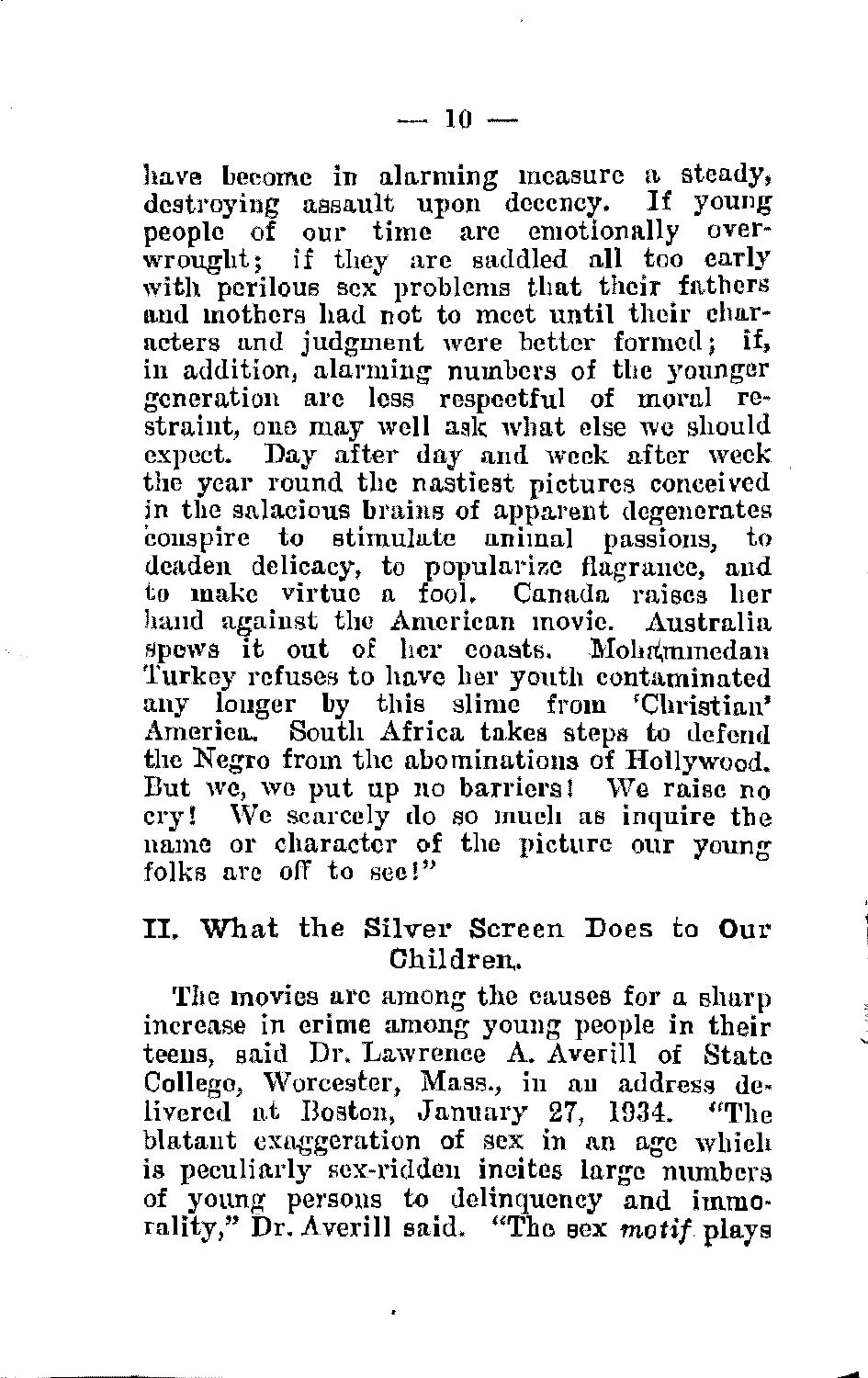have become in alarming measure a steady, destroying assault upon decency. If young people of our time are emotionally overwrought; if they are saddled all too early with perilous sex problems that their fathers and mothers had not to meet until their characters and judgment were better formed; if, in addition, alarming numbers of the younger generation are less respectful of moral restraint, one may well ask what else we should expect. Day after day and week after week the year round the nastiest pictures conceived in the salacious brains of apparent degenerates conspire to stimulate animal passions, to deaden delicacy, to popularize flagrance, and to make virtue a fool. Canada raises her hand against the American movie. Australia spews it out of her coasts. Mohammedan Turkey refuses to have her youth contaminated any longer by this slime from 'Christian' America. South Africa takes steps to defend the Negro from the abominations of Hollywood. But we, we put up no barriers! We raise no cry! We scarcely do so much as inquire the name or character of the picture our young folks are off to see!"

## II. What the Silver Screen Does to Our Children.

The movies are among the causes for a sharp increase in crime among young people in their teens, said Dr. Lawrence A. Averill of State College, Worcester, Mass., in an address delivered at Boston, January 27, 1934. "The blatant exaggeration of sex in an age which is peculiarly sex-ridden incites large numbers of young persons to delinquency and immorality," Dr. Averill said. "The sex *motif* plays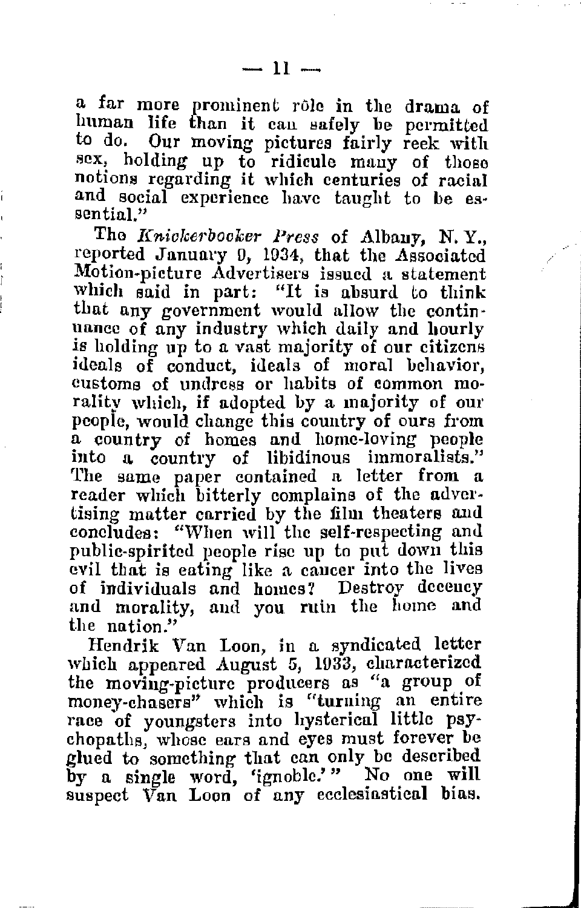a far more prominent rôle in the drama of human life than it can safely be permitted to do. Our moving pictures fairly reek with sex, holding up to ridicule many of those notions regarding it which centuries of racial and social experience have taught to be essential."

The *Knickerbocker Press* of Albany, N. Y., reported January 9, 1934, that the Associated Motion-picture Advertisers issued a statement which said in part: "It is absurd to think that any government would allow the continuance of any industry which daily and hourly is holding up to a vast majority of our citizens ideals of conduct, ideals of moral behavior, customs of undress or habits of common morality which, if adopted by a majority of our people, would change this country of ours from a country of homes and home-loving people into a country of libidinous immoralists." The same paper contained a letter from a reader which bitterly complains of the advertising matter carried by the film theaters and concludes: "When will the self-respecting and public-spirited people rise up to put down this evil that is eating like a cancer into the lives of individuals and homes? Destroy decency and morality, and you ruin the home and the nation."

Hendrik Van Loon, in a syndicated letter which appeared August 5, 1933, characterized the moving-picture producers as "a group of money-chasers" which is "turning an entire race of youngsters into hysterical little psychopaths, whose ears and eyes must forever be glued to something that can only be described by a single word, 'ignoble.'" No one will suspect Van Loon of any ecclesiastical bias.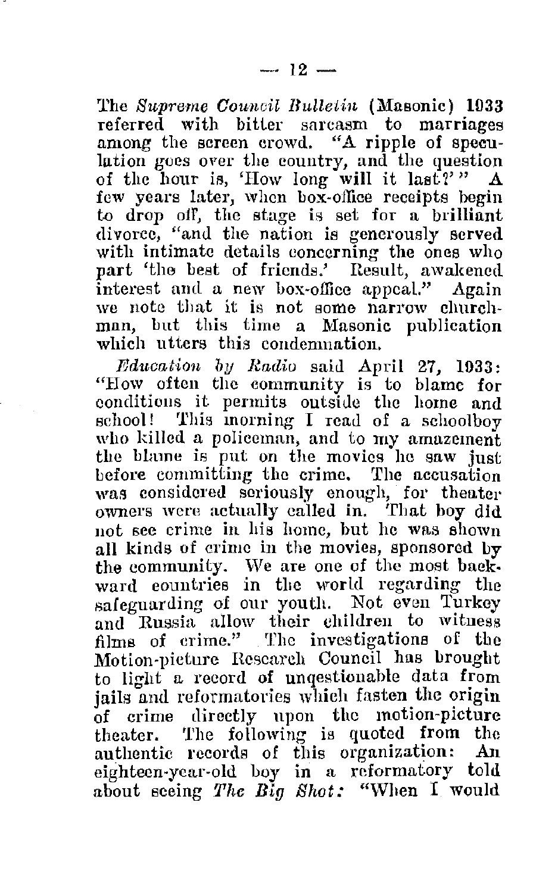The *Supreme Council Bulletin* (Masonic) 1933 referred with bitter sarcasm to marriages among the screen crowd. "A ripple of speculation goes over the country, and the question of the hour is, 'How long will it last?'" A few years later, when box-office receipts begin to drop off, the stage is set for a brilliant divorce, "and the nation is generously served with intimate details concerning the ones who part 'the best of friends.' Result, awakened interest and a new box-office appeal." Again we note that it is not some narrow churchman, but this time a Masonic publication which utters this condemnation.

*Education by Radio* said April 27, 1933: "How often the community is to blame for conditions it permits outside the home and school! This morning I read of a schoolboy who killed a policeman, and to my amazement the blame is put on the movies he saw just before committing the crime. The accusation was considered seriously enough, for theater owners were actually called in. That boy did not see crime in his home, but he was shown all kinds of crime in the movies, sponsored by the community. We are one of the most backward countries in the world regarding the safeguarding of our youth. Not even Turkey and Russia allow their children to witness films of crime." The investigations of the Motion-picture Research Council has brought to light a record of unqestionable data from jails and reformatories which fasten the origin of crime directly upon the motion-picture theater. The following is quoted from the authentic records of this organization: An eighteen-year-old boy in a reformatory told about seeing *The Big Shot:* "When I would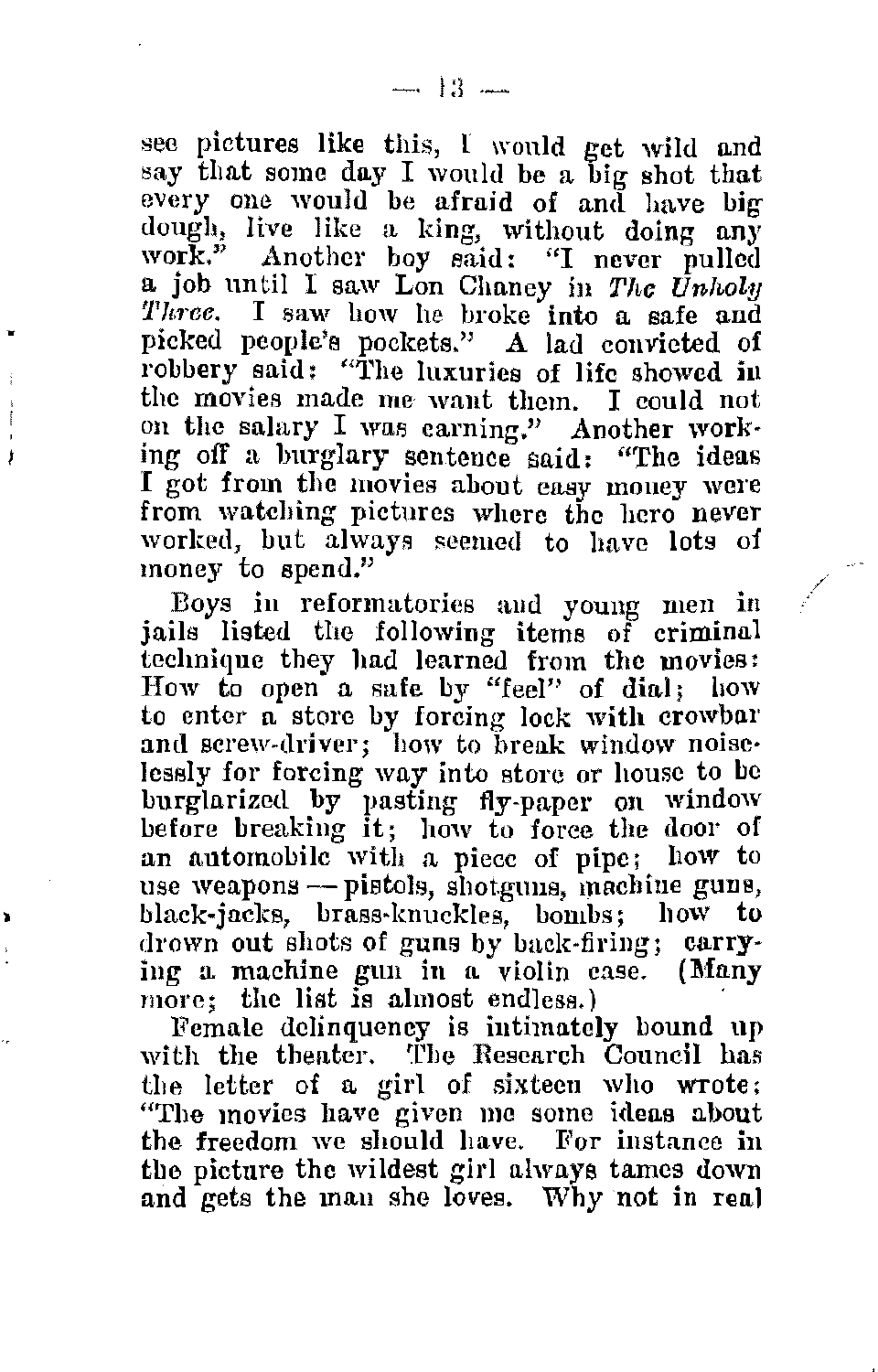see pictures like this, I would get wild and say that some day I would be a big shot that every one would be afraid of and have big dough, live like a king, without doing any work." Another boy said: "I never pulled a job until I saw Lon Chaney in *The Unholy Three*. I saw how he broke into a safe and picked people's pockets." A lad convicted of robbery said: "The luxuries of life showed in the movies made me want them. I could not on the salary I was earning." Another working off a burglary sentence said: "The ideas I got from the movies about easy money were from watching pictures where the hero never worked, but always seemed to have lots of money to spend."

Boys in reformatories and young men in jails listed the following items of criminal technique they had learned from the movies: How to open a safe by "feel" of dial; how to enter a store by forcing lock with crowbar and screw-driver; how to break window noiselessly for forcing way into store or house to be burglarized by pasting fly-paper on window before breaking it; how to force the door of an automobile with a piece of pipe; how to use weapons — pistols, shotguns, machine guns, black-jacks, brass-knuckles, bombs; how to drown out shots of guns by back-firing; carrying a machine gun in a violin case. (Many more; the list is almost endless.)

Female delinquency is intimately bound up with the theater. The Research Council has the letter of a girl of sixteen who wrote: "The movies have given me some ideas about the freedom we should have. For instance in the picture the wildest girl always tames down and gets the man she loves. Why not in real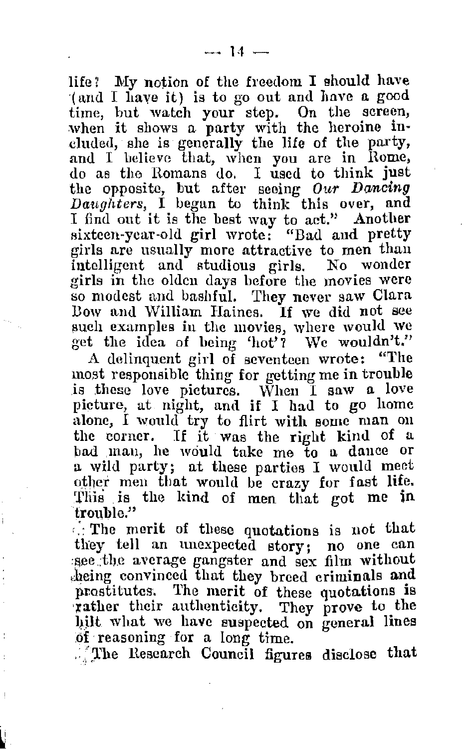life? My notion of the freedom I should have (and I have it) is to go out and have a good time, but watch your step. On the screen, when it shows a party with the heroine included, she is generally the life of the party, and I believe that, when you are in Rome, do as the Romans do. I used to think just the opposite, but after seeing *Our Dancing Daughters*, I began to think this over, and I find out it is the best way to act." Another sixteen-year-old girl wrote: "Bad and pretty girls are usually more attractive to men than intelligent and studious girls. No wonder girls in the olden days before the movies were so modest and bashful. They never saw Clara Bow and William Haines. If we did not see such examples in the movies, where would we get the idea of being 'hot'? We wouldn't."

A delinquent girl of seventeen wrote: "The most responsible thing for getting me in trouble is these love pictures. When I saw a love picture, at night, and if I had to go home alone, I would try to flirt with some man on the corner. If it was the right kind of a bad man, he would take me to a dance or a wild party; at these parties I would meet other men that would be crazy for fast life. This is the kind of men that got me in trouble."

The merit of these quotations is not that they tell an unexpected story; no one can see the average gangster and sex film without being convinced that they breed criminals and prostitutes. The merit of these quotations is rather their authenticity. They prove to the hilt what we have suspected on general lines of reasoning for a long time.

The Research Council figures disclose that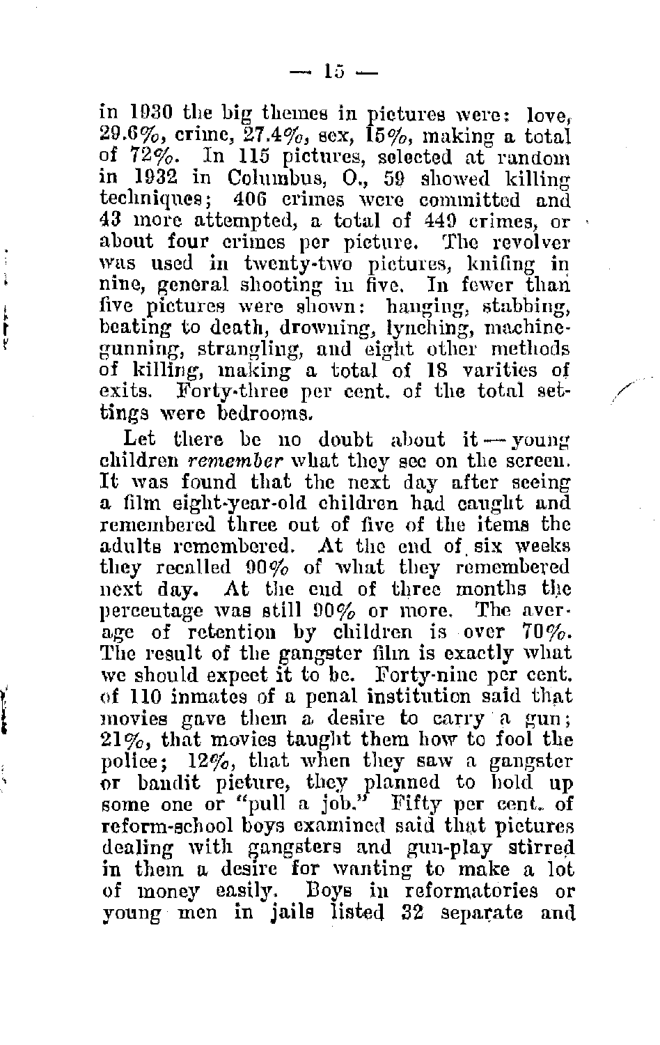in 1930 the big themes in pictures were: love, 29.6%, crime, 27.4%, sex, 15%, making a total of 72%. In 115 pictures, selected at random in 1932 in Columbus, O., 59 showed killing techniques; 406 crimes were committed and 43 more attempted, a total of 449 crimes, or about four crimes per picture. The revolver was used in twenty-two pictures, knifing in nine, general shooting in five. In fewer than five pictures were shown: hanging, stabbing, beating to death, drowning, lynching, machine-gunning, strangling, and eight other methods of killing, making a total of 18 varities of exits. Forty-three per cent. of the total settings were bedrooms.

Let there be no doubt about it — young children *remember* what they see on the screen. It was found that the next day after seeing a film eight-year-old children had caught and remembered three out of five of the items the adults remembered. At the end of six weeks they recalled 90% of what they remembered next day. At the end of three months the percentage was still 90% or more. The average of retention by children is over 70%. The result of the gangster film is exactly what we should expect it to be. Forty-nine per cent. of 110 inmates of a penal institution said that movies gave them a desire to carry a gun; 21%, that movies taught them how to fool the police; 12%, that when they saw a gangster or bandit picture, they planned to hold up some one or "pull a job." Fifty per cent. of reform-school boys examined said that pictures dealing with gangsters and gun-play stirred in them a desire for wanting to make a lot of money easily. Boys in reformatories or young men in jails listed 32 separate and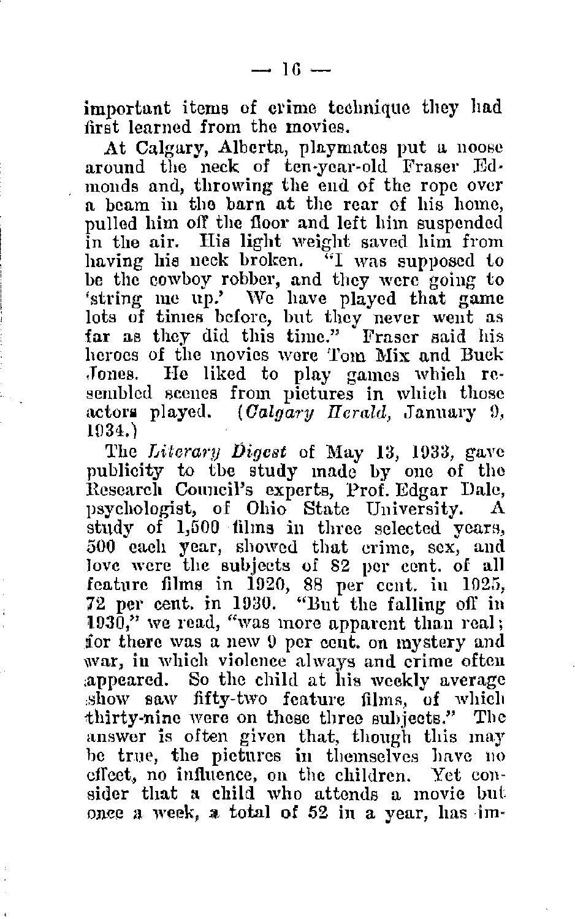important items of crime technique they had first learned from the movies.

At Calgary, Alberta, playmates put a noose around the neck of ten-year-old Fraser Edmonds and, throwing the end of the rope over a beam in the barn at the rear of his home, pulled him off the floor and left him suspended in the air. His light weight saved him from having his neck broken. "I was supposed to be the cowboy robber, and they were going to 'string me up.' We have played that game lots of times before, but they never went as far as they did this time." Fraser said his heroes of the movies were Tom Mix and Buck Jones. He liked to play games which resembled scenes from pictures in which those actors played. (*Calgary Herald*, January 9, 1934.)

The *Literary Digest* of May 13, 1933, gave publicity to the study made by one of the Research Council's experts, Prof. Edgar Dale, psychologist, of Ohio State University. A study of 1,500 films in three selected years, 500 each year, showed that crime, sex, and love were the subjects of 82 per cent. of all feature films in 1920, 88 per cent. in 1925, 72 per cent. in 1930. "But the falling off in 1930," we read, "was more apparent than real; for there was a new 9 per cent. on mystery and war, in which violence always and crime often appeared. So the child at his weekly average show saw fifty-two feature films, of which thirty-nine were on these three subjects." The answer is often given that, though this may be true, the pictures in themselves have no effect, no influence, on the children. Yet consider that a child who attends a movie but once a week, a total of 52 in a year, has im-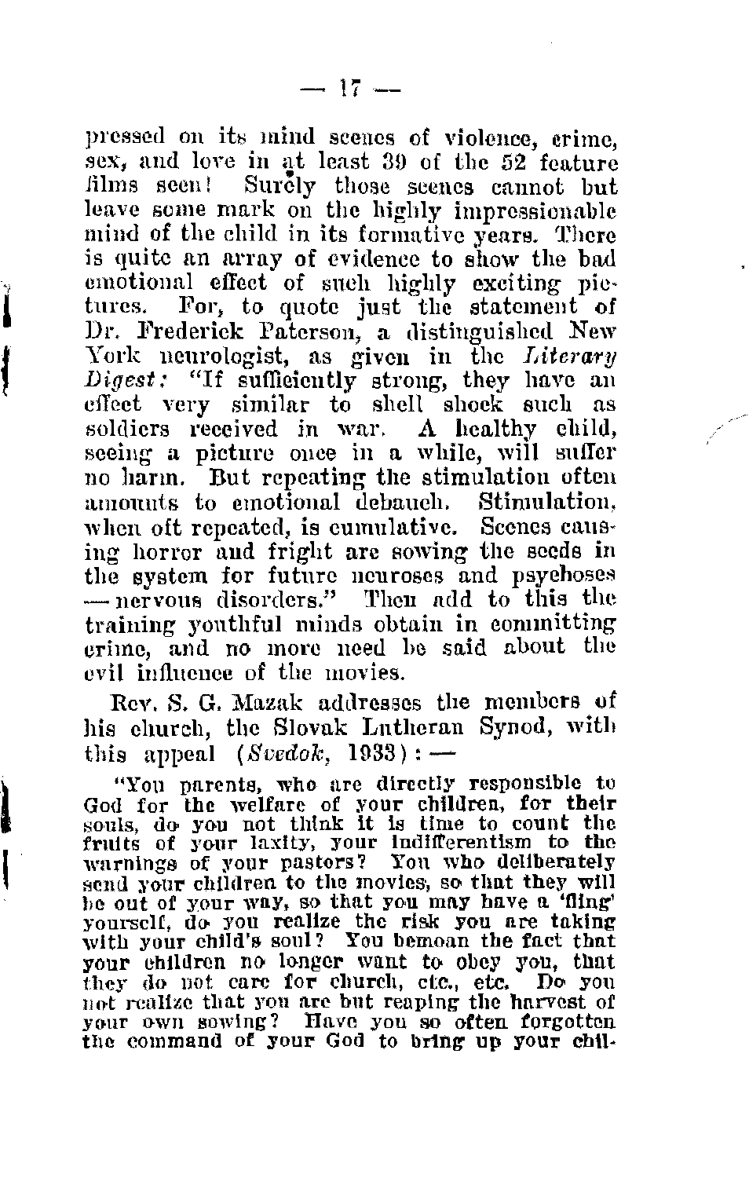pressed on its mind scenes of violence, crime, sex, and love in at least 39 of the 52 feature films seen! Surely those scenes cannot but leave some mark on the highly impressionable mind of the child in its formative years. There is quite an array of evidence to show the bad emotional effect of such highly exciting pictures. For, to quote just the statement of Dr. Frederick Paterson, a distinguished New York neurologist, as given in the *Literary Digest:* "If sufficiently strong, they have an effect very similar to shell shock such as soldiers received in war. A healthy child, seeing a picture once in a while, will suffer no harm. But repeating the stimulation often amounts to emotional debauch. Stimulation, when oft repeated, is cumulative. Scenes causing horror and fright are sowing the seeds in the system for future neuroses and psychoses — nervous disorders." Then add to this the training youthful minds obtain in committing crime, and no more need be said about the evil influence of the movies.

Rev. S. G. Mazak addresses the members of his church, the Slovak Lutheran Synod, with this appeal (*Svedok*, 1933): —

"You parents, who are directly responsible to God for the welfare of your children, for their souls, do you not think it is time to count the fruits of your laxity, your indifferentism to the warnings of your pastors? You who deliberately send your children to the movies, so that they will be out of your way, so that you may have a 'fling' yourself, do you realize the risk you are taking with your child's soul? You bemoan the fact that your children no longer want to obey you, that they do not care for church, etc., etc. Do you not realize that you are but reaping the harvest of your own sowing? Have you so often forgotten the command of your God to bring up your chil-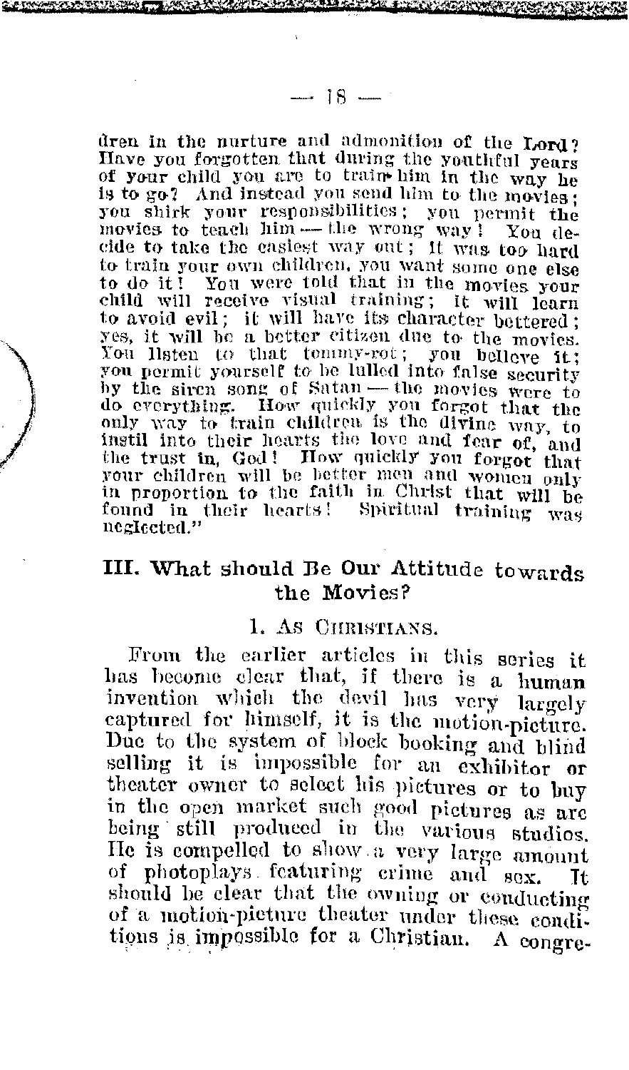dren in the nurture and admonition of the Lord? Have you forgotten that during the youthful years of your child you are to train him in the way he is to go? And instead you send him to the movies; you shirk your responsibilities; you permit the movies to teach him — the wrong way! You decide to take the easiest way out; it was too hard to train your own children, you want some one else to do it! You were told that in the movies your child will receive visual training; it will learn to avoid evil; it will have its character bettered; yes, it will be a better citizen due to the movies. You listen to that tommy-rot; you believe it; you permit yourself to be lulled into false security by the siren song of Satan — the movies were to do everything. How quickly you forgot that the only way to train children is the divine way, to instil into their hearts the love and fear of, and the trust in, God! How quickly you forgot that your children will be better men and women only in proportion to the faith in Christ that will be found in their hearts! Spiritual training was neglected."

## III. What should Be Our Attitude towards the Movies?

### 1. As Christians.

From the earlier articles in this series it has become clear that, if there is a human invention which the devil has very largely captured for himself, it is the motion-picture. Due to the system of block booking and blind selling it is impossible for an exhibitor or theater owner to select his pictures or to buy in the open market such good pictures as are being still produced in the various studios. He is compelled to show a very large amount of photoplays featuring crime and sex. It should be clear that the owning or conducting of a motion-picture theater under these conditions is impossible for a Christian. A congre-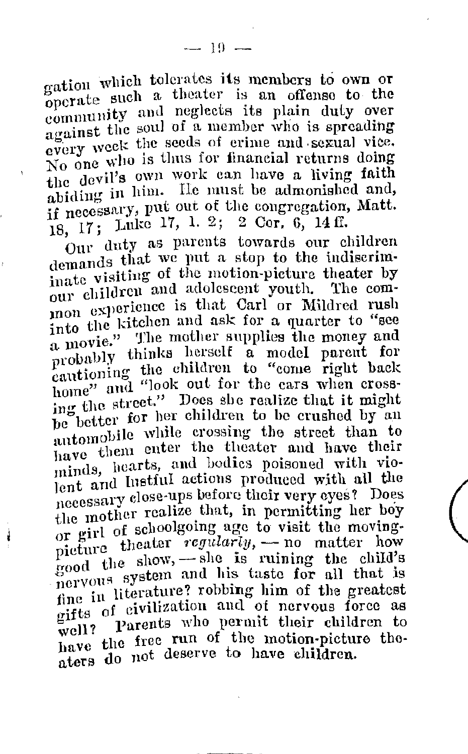gation which tolerates its members to own or operate such a theater is an offense to the community and neglects its plain duty over against the soul of a member who is spreading every week the seeds of crime and sexual vice. No one who is thus for financial returns doing the devil's own work can have a living faith abiding in him. He must be admonished and, if necessary, put out of the congregation, Matt. 18, 17; Luke 17, 1. 2; 2 Cor. 6, 14 ff.

Our duty as parents towards our children demands that we put a stop to the indiscriminate visiting of the motion-picture theater by our children and adolescent youth. The common experience is that Carl or Mildred rush into the kitchen and ask for a quarter to "see a movie." The mother supplies the money and probably thinks herself a model parent for cautioning the children to "come right back home" and "look out for the cars when crossing the street." Does she realize that it might be better for her children to be crushed by an automobile while crossing the street than to have them enter the theater and have their minds, hearts, and bodies poisoned with violent and lustful actions produced with all the necessary close-ups before their very eyes? Does the mother realize that, in permitting her boy or girl of schoolgoing age to visit the moving-picture theater *regularly*, — no matter how good the show, — she is ruining the child's nervous system and his taste for all that is fine in literature? robbing him of the greatest gifts of civilization and of nervous force as well? Parents who permit their children to have the free run of the motion-picture theaters do not deserve to have children.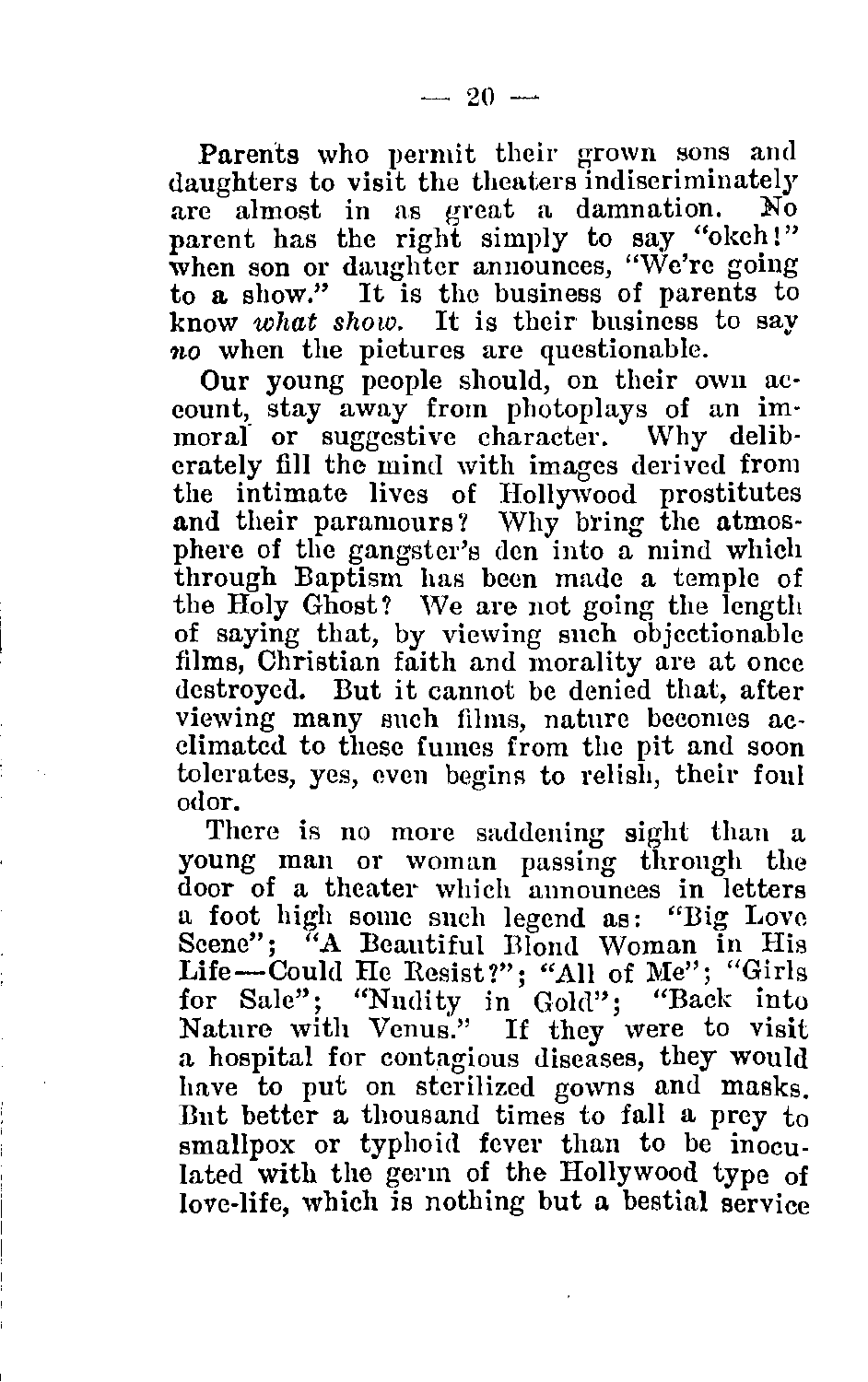Parents who permit their grown sons and daughters to visit the theaters indiscriminately are almost in as great a damnation. No parent has the right simply to say "okeh!" when son or daughter announces, "We're going to a show." It is the business of parents to know *what show.* It is their business to say *no* when the pictures are questionable.

Our young people should, on their own account, stay away from photoplays of an immoral or suggestive character. Why deliberately fill the mind with images derived from the intimate lives of Hollywood prostitutes and their paramours? Why bring the atmosphere of the gangster's den into a mind which through Baptism has been made a temple of the Holy Ghost? We are not going the length of saying that, by viewing such objectionable films, Christian faith and morality are at once destroyed. But it cannot be denied that, after viewing many such films, nature becomes acclimated to these fumes from the pit and soon tolerates, yes, even begins to relish, their foul odor.

There is no more saddening sight than a young man or woman passing through the door of a theater which announces in letters a foot high some such legend as: "Big Love Scene"; "A Beautiful Blond Woman in His Life—Could He Resist?"; "All of Me"; "Girls for Sale"; "Nudity in Gold"; "Back into Nature with Venus." If they were to visit a hospital for contagious diseases, they would have to put on sterilized gowns and masks. But better a thousand times to fall a prey to smallpox or typhoid fever than to be inoculated with the germ of the Hollywood type of love-life, which is nothing but a bestial service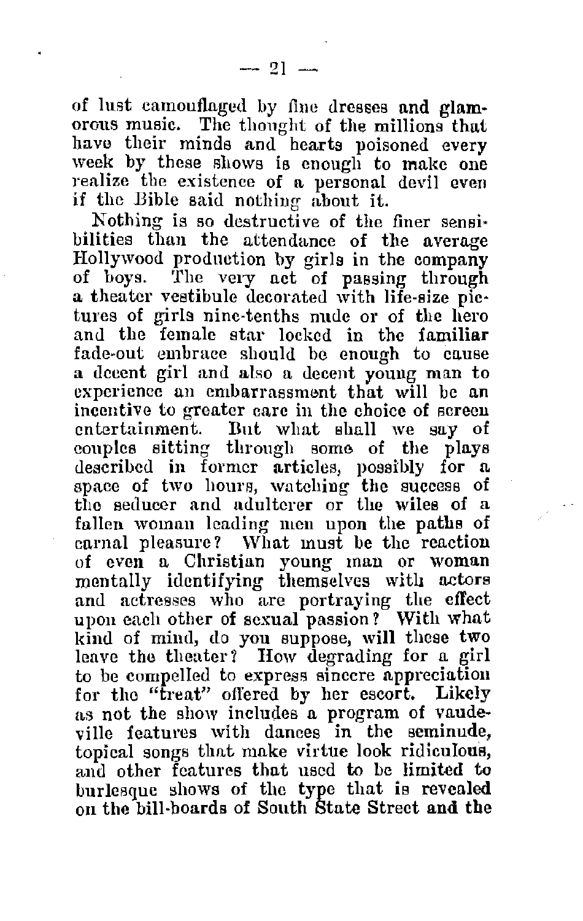of lust camouflaged by fine dresses and glamorous music. The thought of the millions that have their minds and hearts poisoned every week by these shows is enough to make one realize the existence of a personal devil even if the Bible said nothing about it.

Nothing is so destructive of the finer sensibilities than the attendance of the average Hollywood production by girls in the company of boys. The very act of passing through a theater vestibule decorated with life-size pictures of girls nine-tenths nude or of the hero and the female star locked in the familiar fade-out embrace should be enough to cause a decent girl and also a decent young man to experience an embarrassment that will be an incentive to greater care in the choice of screen entertainment. But what shall we say of couples sitting through some of the plays described in former articles, possibly for a space of two hours, watching the success of the seducer and adulterer or the wiles of a fallen woman leading men upon the paths of carnal pleasure? What must be the reaction of even a Christian young man or woman mentally identifying themselves with actors and actresses who are portraying the effect upon each other of sexual passion? With what kind of mind, do you suppose, will these two leave the theater? How degrading for a girl to be compelled to express sincere appreciation for the "treat" offered by her escort. Likely as not the show includes a program of vaudeville features with dances in the seminude, topical songs that make virtue look ridiculous, and other features that used to be limited to burlesque shows of the type that is revealed on the bill-boards of South State Street and the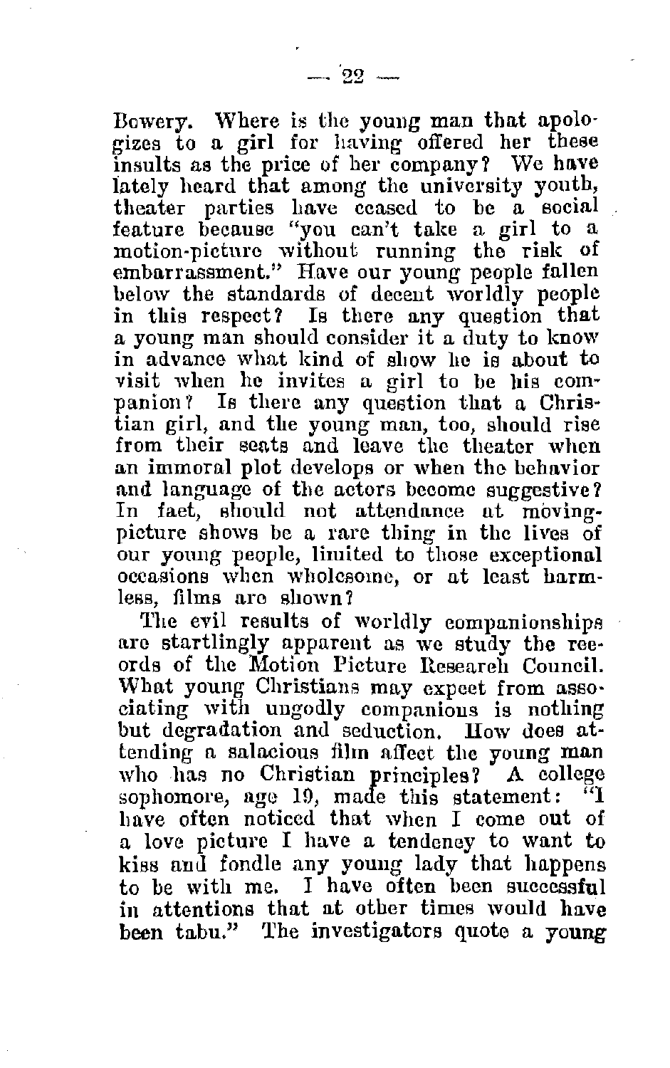Bowery. Where is the young man that apologizes to a girl for having offered her these insults as the price of her company? We have lately heard that among the university youth, theater parties have ceased to be a social feature because "you can't take a girl to a motion-picture without running the risk of embarrassment." Have our young people fallen below the standards of decent worldly people in this respect? Is there any question that a young man should consider it a duty to know in advance what kind of show he is about to visit when he invites a girl to be his companion? Is there any question that a Christian girl, and the young man, too, should rise from their seats and leave the theater when an immoral plot develops or when the behavior and language of the actors become suggestive? In fact, should not attendance at moving-picture shows be a rare thing in the lives of our young people, limited to those exceptional occasions when wholesome, or at least harmless, films are shown?

The evil results of worldly companionships are startlingly apparent as we study the records of the Motion Picture Research Council. What young Christians may expect from associating with ungodly companions is nothing but degradation and seduction. How does attending a salacious film affect the young man who has no Christian principles? A college sophomore, age 19, made this statement: "I have often noticed that when I come out of a love picture I have a tendency to want to kiss and fondle any young lady that happens to be with me. I have often been successful in attentions that at other times would have been tabu." The investigators quote a young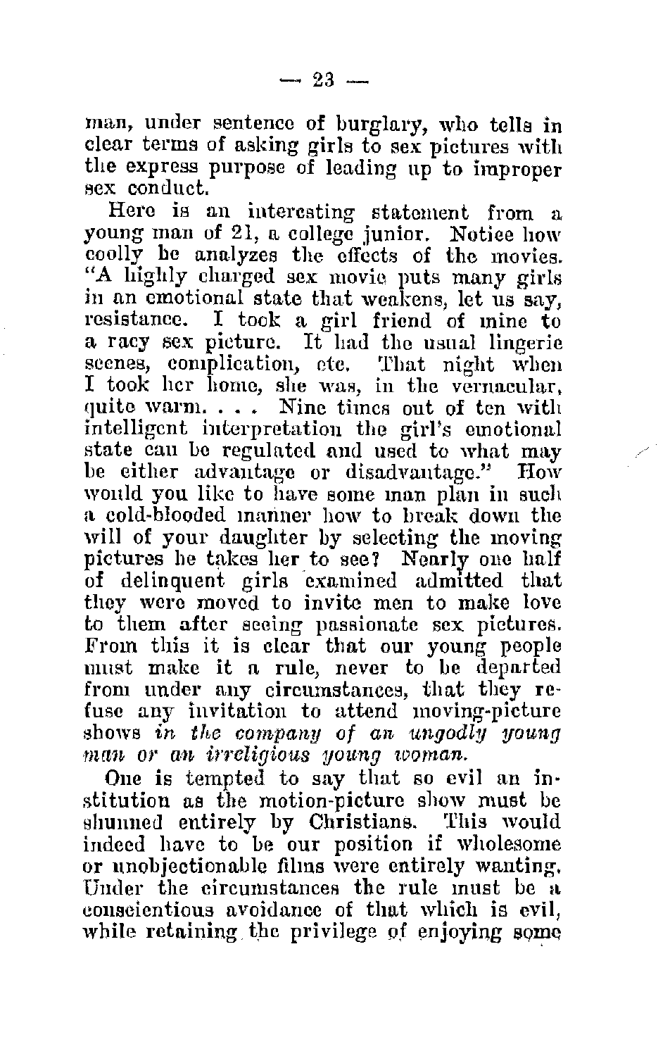man, under sentence of burglary, who tells in clear terms of asking girls to sex pictures with the express purpose of leading up to improper sex conduct.

Here is an interesting statement from a young man of 21, a college junior. Notice how coolly he analyzes the effects of the movies. "A highly charged sex movie puts many girls in an emotional state that weakens, let us say, resistance. I took a girl friend of mine to a racy sex picture. It had the usual lingerie scenes, complication, etc. That night when I took her home, she was, in the vernacular, quite warm. . . . Nine times out of ten with intelligent interpretation the girl's emotional state can be regulated and used to what may be either advantage or disadvantage." How would you like to have some man plan in such a cold-blooded manner how to break down the will of your daughter by selecting the moving pictures he takes her to see? Nearly one half of delinquent girls examined admitted that they were moved to invite men to make love to them after seeing passionate sex pictures. From this it is clear that our young people must make it a rule, never to be departed from under any circumstances, that they refuse any invitation to attend moving-picture shows *in the company of an ungodly young man or an irreligious young woman.*

One is tempted to say that so evil an institution as the motion-picture show must be shunned entirely by Christians. This would indeed have to be our position if wholesome or unobjectionable films were entirely wanting. Under the circumstances the rule must be a conscientious avoidance of that which is evil, while retaining the privilege of enjoying some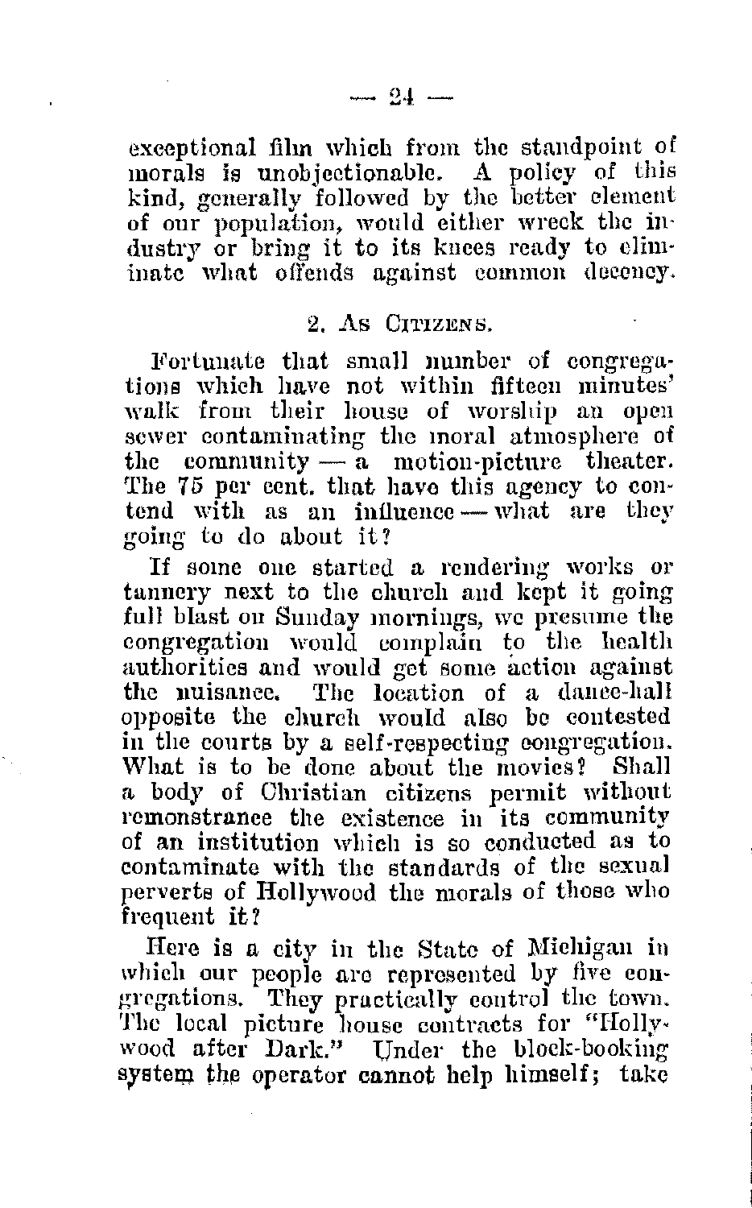exceptional film which from the standpoint of morals is unobjectionable. A policy of this kind, generally followed by the better element of our population, would either wreck the industry or bring it to its knees ready to eliminate what offends against common decency.

### 2. As Citizens.

Fortunate that small number of congregations which have not within fifteen minutes' walk from their house of worship an open sewer contaminating the moral atmosphere of the community — a motion-picture theater. The 75 per cent. that have this agency to contend with as an influence — what are they going to do about it?

If some one started a rendering works or tannery next to the church and kept it going full blast on Sunday mornings, we presume the congregation would complain to the health authorities and would get some action against the nuisance. The location of a dance-hall opposite the church would also be contested in the courts by a self-respecting congregation. What is to be done about the movies? Shall a body of Christian citizens permit without remonstrance the existence in its community of an institution which is so conducted as to contaminate with the standards of the sexual perverts of Hollywood the morals of those who frequent it?

Here is a city in the State of Michigan in which our people are represented by five congregations. They practically control the town. The local picture house contracts for "Hollywood after Dark." Under the block-booking system the operator cannot help himself; take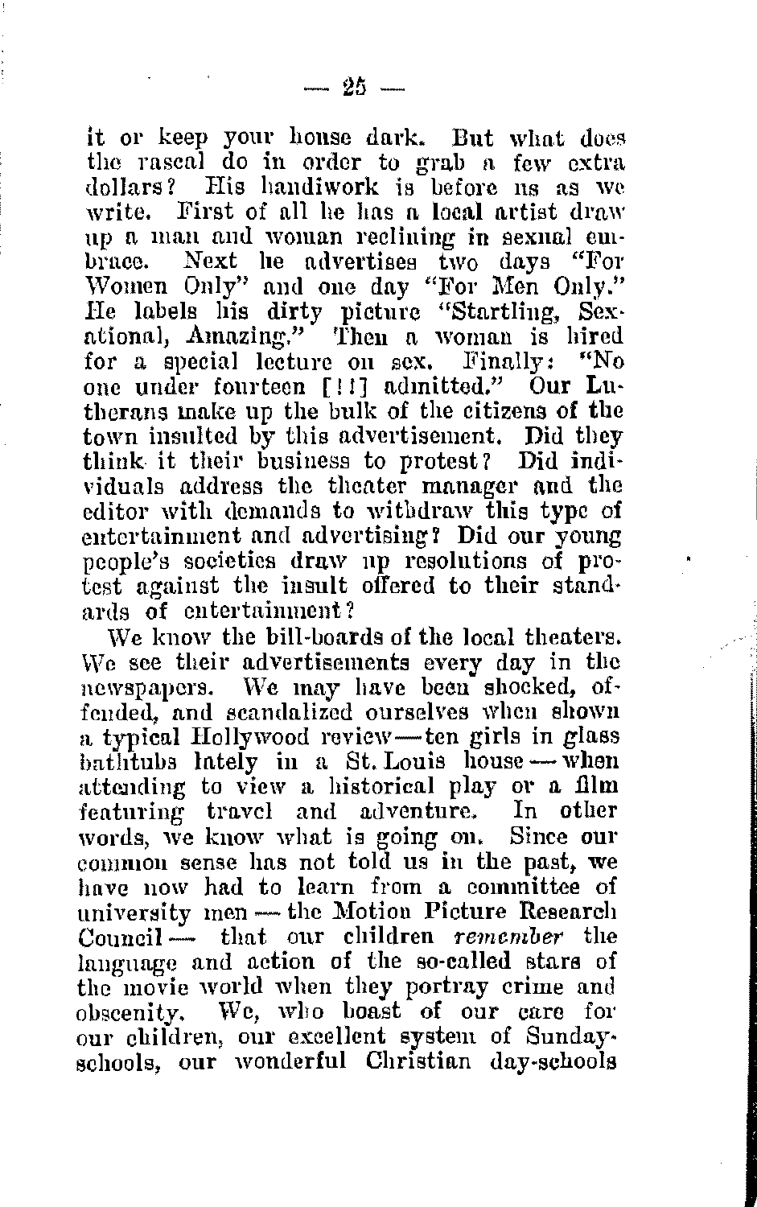it or keep your house dark. But what does the rascal do in order to grab a few extra dollars? His handiwork is before us as we write. First of all he has a local artist draw up a man and woman reclining in sexual embrace. Next he advertises two days "For Women Only" and one day "For Men Only." He labels his dirty picture "Startling, Sexational, Amazing." Then a woman is hired for a special lecture on sex. Finally: "No one under fourteen [!!] admitted." Our Lutherans make up the bulk of the citizens of the town insulted by this advertisement. Did they think it their business to protest? Did individuals address the theater manager and the editor with demands to withdraw this type of entertainment and advertising? Did our young people's societies draw up resolutions of protest against the insult offered to their standards of entertainment?

We know the bill-boards of the local theaters. We see their advertisements every day in the newspapers. We may have been shocked, offended, and scandalized ourselves when shown a typical Hollywood review — ten girls in glass bathtubs lately in a St. Louis house — when attending to view a historical play or a film featuring travel and adventure. In other words, we know what is going on. Since our common sense has not told us in the past, we have now had to learn from a committee of university men — the Motion Picture Research Council — that our children *remember* the language and action of the so-called stars of the movie world when they portray crime and obscenity. We, who boast of our care for our children, our excellent system of Sunday-schools, our wonderful Christian day-schools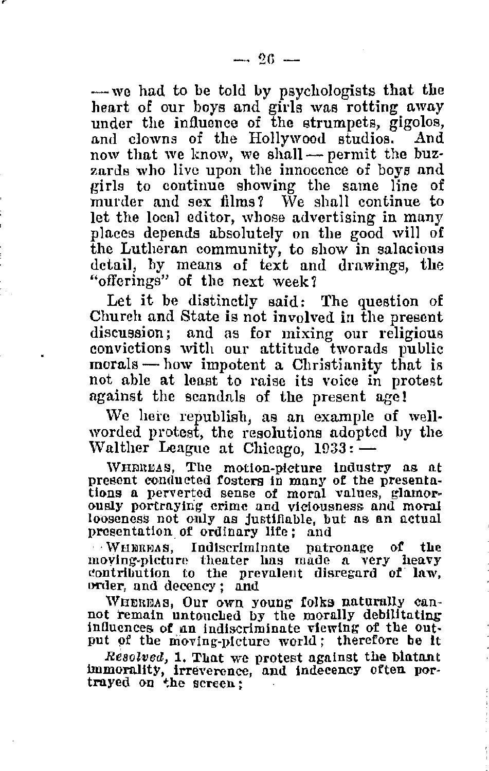—we had to be told by psychologists that the heart of our boys and girls was rotting away under the influence of the strumpets, gigolos, and clowns of the Hollywood studios. And now that we know, we shall — permit the buzzards who live upon the innocence of boys and girls to continue showing the same line of murder and sex films? We shall continue to let the local editor, whose advertising in many places depends absolutely on the good will of the Lutheran community, to show in salacious detail, by means of text and drawings, the "offerings" of the next week?

Let it be distinctly said: The question of Church and State is not involved in the present discussion; and as for mixing our religious convictions with our attitude tworads public morals — how impotent a Christianity that is not able at least to raise its voice in protest against the scandals of the present age!

We here republish, as an example of well-worded protest, the resolutions adopted by the Walther League at Chicago, 1933: —

WHEREAS, The motion-picture industry as at present conducted fosters in many of the presentations a perverted sense of moral values, glamorously portraying crime and viciousness and moral looseness not only as justifiable, but as an actual presentation of ordinary life; and

WHEREAS, Indiscriminate patronage of the moving-picture theater has made a very heavy contribution to the prevalent disregard of law, order, and decency; and

WHEREAS, Our own young folks naturally cannot remain untouched by the morally debilitating influences of an indiscriminate viewing of the output of the moving-picture world; therefore be it

*Resolved*, 1. That we protest against the blatant immorality, irreverence, and indecency often portrayed on the screen;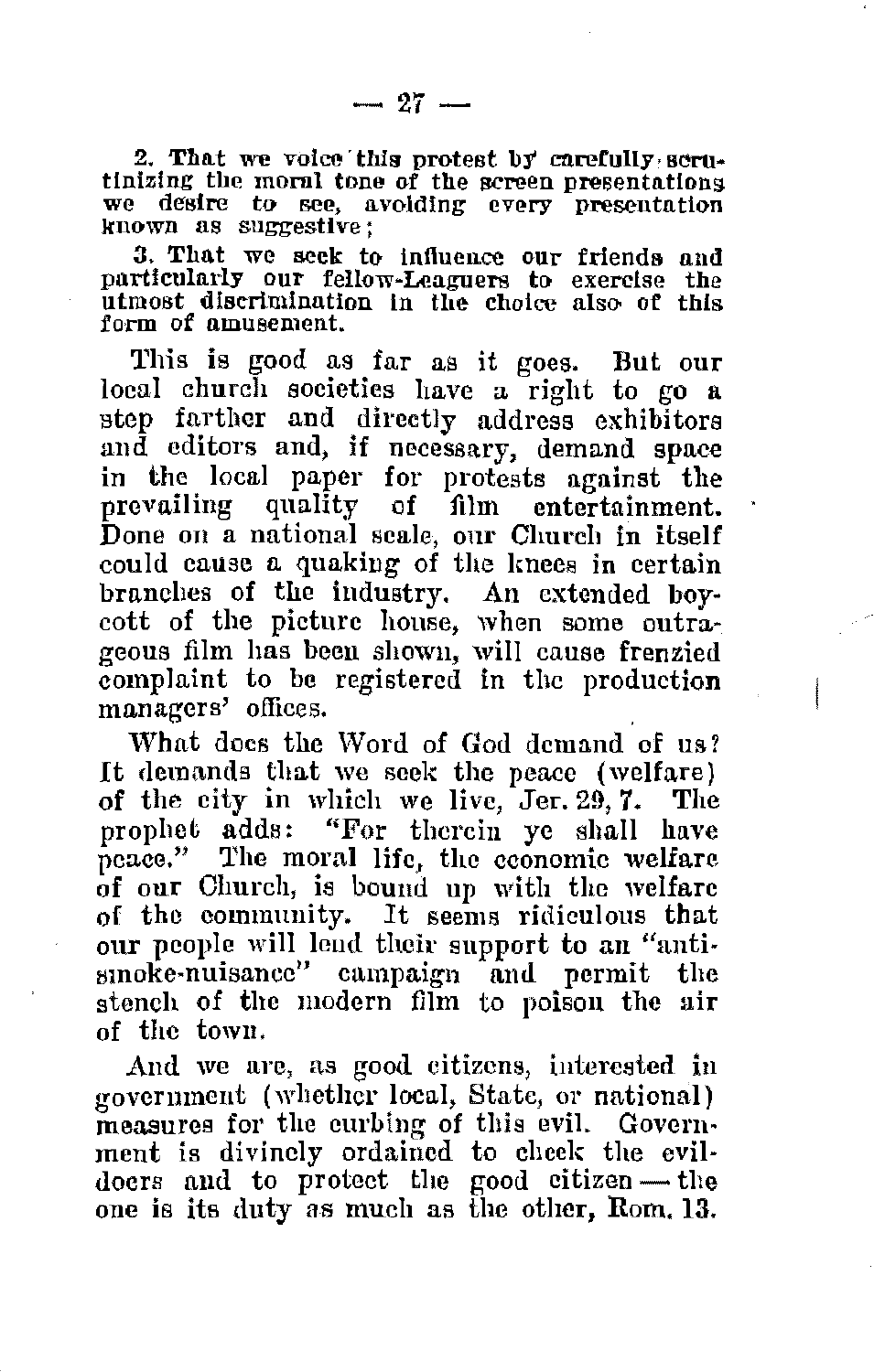2. That we voice this protest by carefully scrutinizing the moral tone of the screen presentations we desire to see, avoiding every presentation known as suggestive;

3. That we seek to influence our friends and particularly our fellow-Leaguers to exercise the utmost discrimination in the choice also of this form of amusement.

This is good as far as it goes. But our local church societies have a right to go a step farther and directly address exhibitors and editors and, if necessary, demand space in the local paper for protests against the prevailing quality of film entertainment. Done on a national scale, our Church in itself could cause a quaking of the knees in certain branches of the industry. An extended boycott of the picture house, when some outrageous film has been shown, will cause frenzied complaint to be registered in the production managers' offices.

What does the Word of God demand of us? It demands that we seek the peace (welfare) of the city in which we live, Jer. 29, 7. The prophet adds: "For therein ye shall have peace." The moral life, the economic welfare of our Church, is bound up with the welfare of the community. It seems ridiculous that our people will lend their support to an "anti-smoke-nuisance" campaign and permit the stench of the modern film to poison the air of the town.

And we are, as good citizens, interested in government (whether local, State, or national) measures for the curbing of this evil. Government is divinely ordained to check the evildoers and to protect the good citizen — the one is its duty as much as the other, Rom. 13.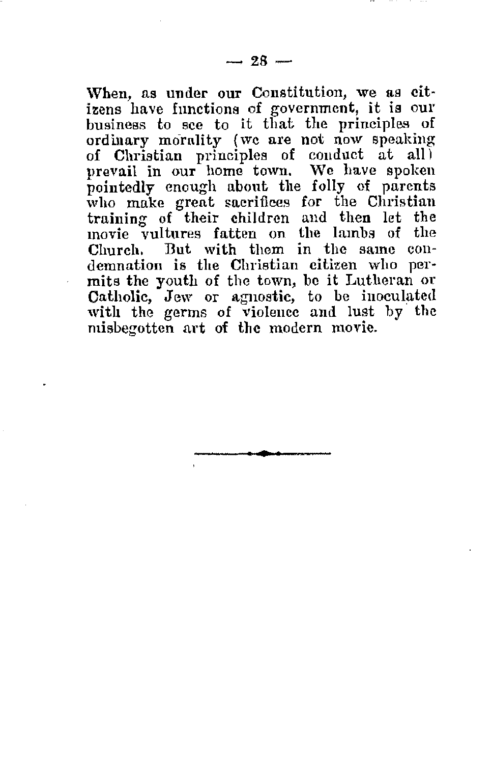When, as under our Constitution, we as citizens have functions of government, it is our business to see to it that the principles of ordinary morality (we are not now speaking of Christian principles of conduct at all) prevail in our home town. We have spoken pointedly enough about the folly of parents who make great sacrifices for the Christian training of their children and then let the movie vultures fatten on the lambs of the Church. But with them in the same condemnation is the Christian citizen who permits the youth of the town, be it Lutheran or Catholic, Jew or agnostic, to be inoculated with the germs of violence and lust by the misbegotten art of the modern movie.